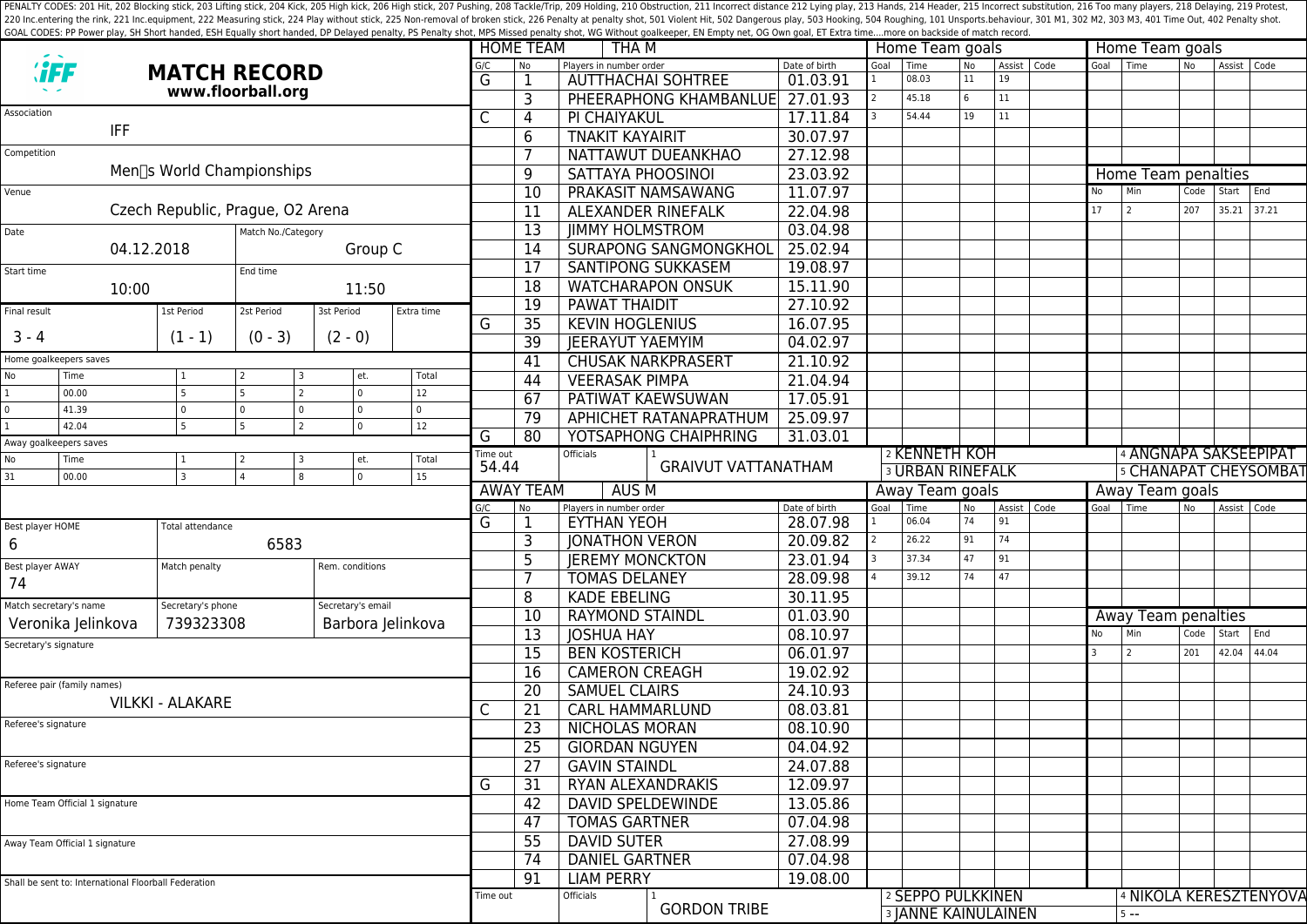PENALTY CODES: 201 Hit, 202 Blocking stick, 203 Lifting stick, 204 Kick, 205 High kick, 206 High stick, 207 Pushing, 208 Tackle/Trip, 209 Holding, 210 Obstruction, 211 Incorrect distance 212 Lying play, 213 Hands, 214 Header, 215 Incorrect substitution, 216 Too many players, 218 Delaying, 219 Protest, 220 Inc.entering the rink, 221 Inc.equipment, 222 Measuring stick, 224 Play without stick, 225 Non-removal of broken stick, 226 Penalty at penalty shot, 501 Violent Hit, 502 Dangerous play, 503 Hooking, 504 Roughing, 101 Unsports.behaviour, 301 M1, 302 M2, 303 M3, 401 Time Out, 402 Penalty shot.
GOAL CODES: PP Power play, SH Short handed, ESH Equally short handed, DP Delayed penalty, PS Penalty shot, MPS Missed penalty shot, WG Without goalkeeper, EN Empty net, OG Own goal, ET Extra time....more on backside of match record.

# MATCH RECORD

**www.floorball.org**

| | |
|---|---|
| Association | IFF |
| Competition | Men's World Championships |
| Venue | Czech Republic, Prague, O2 Arena |
| Date | 04.12.2018 |
| Match No./Category | Group C |
| Start time | 10:00 |
| End time | 11:50 |

| Final result | 1st Period | 2st Period | 3st Period | Extra time |
|---|---|---|---|---|
| 3 - 4 | (1 - 1) | (0 - 3) | (2 - 0) | |

Home goalkeepers saves

| No | Time | 1 | 2 | 3 | et. | Total |
|---|---|---|---|---|---|---|
| 1 | 00.00 | 5 | 5 | 2 | 0 | 12 |
| 0 | 41.39 | 0 | 0 | 0 | 0 | 0 |
| 1 | 42.04 | 5 | 5 | 2 | 0 | 12 |

Away goalkeepers saves

| No | Time | 1 | 2 | 3 | et. | Total |
|---|---|---|---|---|---|---|
| 31 | 00.00 | 3 | 4 | 8 | 0 | 15 |

| | |
|---|---|
| Best player HOME | 6 |
| Total attendance | 6583 |
| Best player AWAY | 74 |
| Match penalty | |
| Rem. conditions | |
| Match secretary's name | Veronika Jelinkova |
| Secretary's phone | 739323308 |
| Secretary's email | Barbora Jelinkova |
| Secretary's signature | |
| Referee pair (family names) | VILKKI - ALAKARE |
| Referee's signature | |
| Referee's signature | |
| Home Team Official 1 signature | |
| Away Team Official 1 signature | |

Shall be sent to: International Floorball Federation

## HOME TEAM: THA M

| G/C | No | Players in number order | Date of birth |
|---|---|---|---|
| G | 1 | AUTTHACHAI SOHTREE | 01.03.91 |
| | 3 | PHEERAPHONG KHAMBANLUE | 27.01.93 |
| C | 4 | PI CHAIYAKUL | 17.11.84 |
| | 6 | TNAKIT KAYAIRIT | 30.07.97 |
| | 7 | NATTAWUT DUEANKHAO | 27.12.98 |
| | 9 | SATTAYA PHOOSINOI | 23.03.92 |
| | 10 | PRAKASIT NAMSAWANG | 11.07.97 |
| | 11 | ALEXANDER RINEFALK | 22.04.98 |
| | 13 | JIMMY HOLMSTROM | 03.04.98 |
| | 14 | SURAPONG SANGMONGKHOL | 25.02.94 |
| | 17 | SANTIPONG SUKKASEM | 19.08.97 |
| | 18 | WATCHARAPON ONSUK | 15.11.90 |
| | 19 | PAWAT THAIDIT | 27.10.92 |
| G | 35 | KEVIN HOGLENIUS | 16.07.95 |
| | 39 | JEERAYUT YAEMYIM | 04.02.97 |
| | 41 | CHUSAK NARKPRASERT | 21.10.92 |
| | 44 | VEERASAK PIMPA | 21.04.94 |
| | 67 | PATIWAT KAEWSUWAN | 17.05.91 |
| | 79 | APHICHET RATANAPRATHUM | 25.09.97 |
| G | 80 | YOTSAPHONG CHAIPHRING | 31.03.01 |

Time out: 54.44

Officials: 1 GRAIVUT VATTANATHAM, 2 KENNETH KOH, 3 URBAN RINEFALK, 4 ANGNAPA SAKSEEPIPAT, 5 CHANAPAT CHEYSOMBAT

Home Team goals

| Goal | Time | No | Assist | Code |
|---|---|---|---|---|
| 1 | 08.03 | 11 | 19 | |
| 2 | 45.18 | 6 | 11 | |
| 3 | 54.44 | 19 | 11 | |

Home Team penalties

| No | Min | Code | Start | End |
|---|---|---|---|---|
| 17 | 2 | 207 | 35.21 | 37.21 |

## AWAY TEAM: AUS M

| G/C | No | Players in number order | Date of birth |
|---|---|---|---|
| G | 1 | EYTHAN YEOH | 28.07.98 |
| | 3 | JONATHON VERON | 20.09.82 |
| | 5 | JEREMY MONCKTON | 23.01.94 |
| | 7 | TOMAS DELANEY | 28.09.98 |
| | 8 | KADE EBELING | 30.11.95 |
| | 10 | RAYMOND STAINDL | 01.03.90 |
| | 13 | JOSHUA HAY | 08.10.97 |
| | 15 | BEN KOSTERICH | 06.01.97 |
| | 16 | CAMERON CREAGH | 19.02.92 |
| | 20 | SAMUEL CLAIRS | 24.10.93 |
| C | 21 | CARL HAMMARLUND | 08.03.81 |
| | 23 | NICHOLAS MORAN | 08.10.90 |
| | 25 | GIORDAN NGUYEN | 04.04.92 |
| | 27 | GAVIN STAINDL | 24.07.88 |
| G | 31 | RYAN ALEXANDRAKIS | 12.09.97 |
| | 42 | DAVID SPELDEWINDE | 13.05.86 |
| | 47 | TOMAS GARTNER | 07.04.98 |
| | 55 | DAVID SUTER | 27.08.99 |
| | 74 | DANIEL GARTNER | 07.04.98 |
| | 91 | LIAM PERRY | 19.08.00 |

Time out:

Officials: 1 GORDON TRIBE, 2 SEPPO PULKKINEN, 3 JANNE KAINULAINEN, 4 NIKOLA KERESZTENYOVA, 5 --

Away Team goals

| Goal | Time | No | Assist | Code |
|---|---|---|---|---|
| 1 | 06.04 | 74 | 91 | |
| 2 | 26.22 | 91 | 74 | |
| 3 | 37.34 | 47 | 91 | |
| 4 | 39.12 | 74 | 47 | |

Away Team penalties

| No | Min | Code | Start | End |
|---|---|---|---|---|
| 3 | 2 | 201 | 42.04 | 44.04 |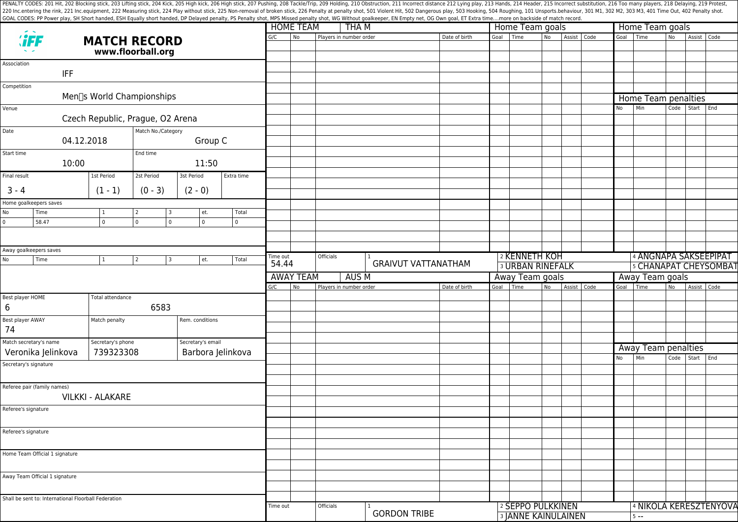PENALTY CODES: 201 Hit, 202 Blocking stick, 203 Lifting stick, 204 Kick, 205 High kick, 206 High stick, 207 Pushing, 208 Tackle/Trip, 209 Holding, 210 Obstruction, 211 Incorrect distance 212 Lying play, 213 Hands, 214 Header, 215 Incorrect substitution, 216 Too many players, 218 Delaying, 219 Protest, 220 Inc.entering the rink, 221 Inc.equipment, 222 Measuring stick, 224 Play without stick, 225 Non-removal of broken stick, 226 Penalty at penalty shot, 501 Violent Hit, 502 Dangerous play, 503 Hooking, 504 Roughing, 101 Unsports.behaviour, 301 M1, 302 M2, 303 M3, 401 Time Out, 402 Penalty shot.
GOAL CODES: PP Power play, SH Short handed, ESH Equally short handed, DP Delayed penalty, PS Penalty shot, MPS Missed penalty shot, WG Without goalkeeper, EN Empty net, OG Own goal, ET Extra time....more on backside of match record.

# MATCH RECORD
**www.floorball.org**

| | |
|---|---|
| Association | IFF |
| Competition | Men s World Championships |
| Venue | Czech Republic, Prague, O2 Arena |
| Date | 04.12.2018 |
| Match No./Category | Group C |
| Start time | 10:00 |
| End time | 11:50 |

| Final result | 1st Period | 2st Period | 3st Period | Extra time |
|---|---|---|---|---|
| 3 - 4 | (1 - 1) | (0 - 3) | (2 - 0) | |

Home goalkeepers saves

| No | Time | 1 | 2 | 3 | et. | Total |
|---|---|---|---|---|---|---|
| 0 | 58.47 | 0 | 0 | 0 | 0 | 0 |

Away goalkeepers saves

| No | Time | 1 | 2 | 3 | et. | Total |
|---|---|---|---|---|---|---|
| | | | | | | |

| | |
|---|---|
| Best player HOME | 6 |
| Best player AWAY | 74 |
| Total attendance | 6583 |
| Match penalty | |
| Rem. conditions | |
| Match secretary's name | Veronika Jelinkova |
| Secretary's phone | 739323308 |
| Secretary's email | Barbora Jelinkova |
| Secretary's signature | |
| Referee pair (family names) | VILKKI - ALAKARE |
| Referee's signature | |
| Referee's signature | |
| Home Team Official 1 signature | |
| Away Team Official 1 signature | |

Shall be sent to: International Floorball Federation

## HOME TEAM: THA M

| G/C | No | Players in number order | Date of birth |
|---|---|---|---|
| | | | |

Time out: 54.44

Officials:
1 GRAIVUT VATTANATHAM
2 KENNETH KOH
3 URBAN RINEFALK
4 ANGNAPA SAKSEEPIPAT
5 CHANAPAT CHEYSOMBAT

### Home Team goals

| Goal | Time | No | Assist | Code |
|---|---|---|---|---|
| | | | | |

### Home Team penalties

| No | Min | Code | Start | End |
|---|---|---|---|---|
| | | | | |

## AWAY TEAM: AUS M

| G/C | No | Players in number order | Date of birth |
|---|---|---|---|
| | | | |

Time out:

Officials:
1 GORDON TRIBE
2 SEPPO PULKKINEN
3 JANNE KAINULAINEN
4 NIKOLA KERESZTENYOVA
5 --

### Away Team goals

| Goal | Time | No | Assist | Code |
|---|---|---|---|---|
| | | | | |

### Away Team penalties

| No | Min | Code | Start | End |
|---|---|---|---|---|
| | | | | |